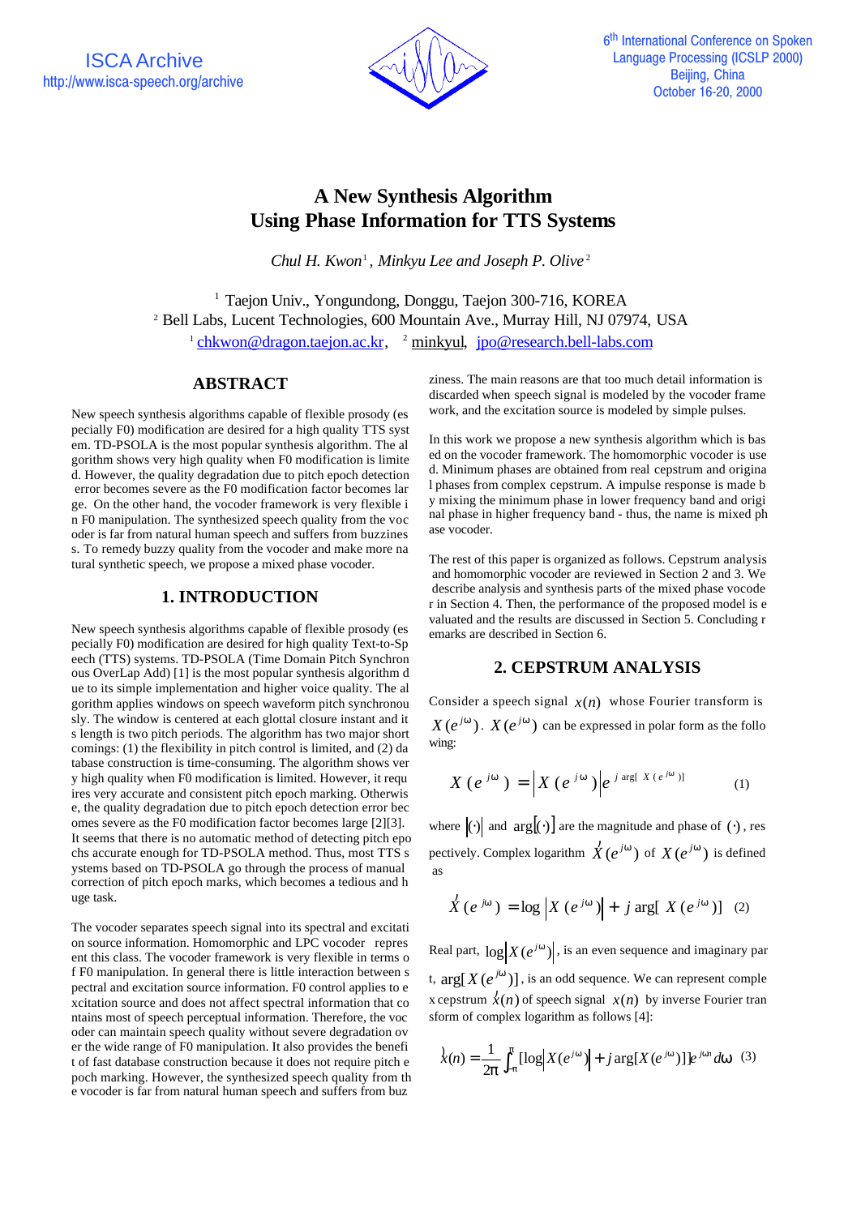ISCA Archive
http://www.isca-speech.org/archive

6th International Conference on Spoken Language Processing (ICSLP 2000)
Beijing, China
October 16-20, 2000

# A New Synthesis Algorithm Using Phase Information for TTS Systems

*Chul H. Kwon*[1], *Minkyu Lee and Joseph P. Olive*[2]

[1] Taejon Univ., Yongundong, Donggu, Taejon 300-716, KOREA
[2] Bell Labs, Lucent Technologies, 600 Mountain Ave., Murray Hill, NJ 07974, USA
[1] chkwon@dragon.taejon.ac.kr, [2] minkyul, jpo@research.bell-labs.com

## ABSTRACT

New speech synthesis algorithms capable of flexible prosody (especially F0) modification are desired for a high quality TTS system. TD-PSOLA is the most popular synthesis algorithm. The algorithm shows very high quality when F0 modification is limited. However, the quality degradation due to pitch epoch detection error becomes severe as the F0 modification factor becomes large. On the other hand, the vocoder framework is very flexible in F0 manipulation. The synthesized speech quality from the vocoder is far from natural human speech and suffers from buzziness. To remedy buzzy quality from the vocoder and make more natural synthetic speech, we propose a mixed phase vocoder.

## 1. INTRODUCTION

New speech synthesis algorithms capable of flexible prosody (especially F0) modification are desired for high quality Text-to-Speech (TTS) systems. TD-PSOLA (Time Domain Pitch Synchronous OverLap Add) [1] is the most popular synthesis algorithm due to its simple implementation and higher voice quality. The algorithm applies windows on speech waveform pitch synchronously. The window is centered at each glottal closure instant and its length is two pitch periods. The algorithm has two major shortcomings: (1) the flexibility in pitch control is limited, and (2) database construction is time-consuming. The algorithm shows very high quality when F0 modification is limited. However, it requires very accurate and consistent pitch epoch marking. Otherwise, the quality degradation due to pitch epoch detection error becomes severe as the F0 modification factor becomes large [2][3]. It seems that there is no automatic method of detecting pitch epochs accurate enough for TD-PSOLA method. Thus, most TTS systems based on TD-PSOLA go through the process of manual correction of pitch epoch marks, which becomes a tedious and huge task.

The vocoder separates speech signal into its spectral and excitation source information. Homomorphic and LPC vocoder represent this class. The vocoder framework is very flexible in terms of F0 manipulation. In general there is little interaction between spectral and excitation source information. F0 control applies to excitation source and does not affect spectral information that contains most of speech perceptual information. Therefore, the vocoder can maintain speech quality without severe degradation over the wide range of F0 manipulation. It also provides the benefit of fast database construction because it does not require pitch epoch marking. However, the synthesized speech quality from the vocoder is far from natural human speech and suffers from buzziness. The main reasons are that too much detail information is discarded when speech signal is modeled by the vocoder framework, and the excitation source is modeled by simple pulses.

In this work we propose a new synthesis algorithm which is based on the vocoder framework. The homomorphic vocoder is used. Minimum phases are obtained from real cepstrum and original phases from complex cepstrum. A impulse response is made by mixing the minimum phase in lower frequency band and original phase in higher frequency band - thus, the name is mixed phase vocoder.

The rest of this paper is organized as follows. Cepstrum analysis and homomorphic vocoder are reviewed in Section 2 and 3. We describe analysis and synthesis parts of the mixed phase vocoder in Section 4. Then, the performance of the proposed model is evaluated and the results are discussed in Section 5. Concluding remarks are described in Section 6.

## 2. CEPSTRUM ANALYSIS

Consider a speech signal $x(n)$ whose Fourier transform is $X(e^{j\omega})$. $X(e^{j\omega})$ can be expressed in polar form as the following:

$$X(e^{j\omega}) = \left|X(e^{j\omega})\right| e^{j\arg[X(e^{j\omega})]} \quad (1)$$

where $|(\cdot)|$ and $\arg[(\cdot)]$ are the magnitude and phase of $(\cdot)$, respectively. Complex logarithm $\hat{X}(e^{j\omega})$ of $X(e^{j\omega})$ is defined as

$$\hat{X}(e^{j\omega}) = \log\left|X(e^{j\omega})\right| + j\arg[X(e^{j\omega})] \quad (2)$$

Real part, $\log\left|X(e^{j\omega})\right|$, is an even sequence and imaginary part, $\arg[X(e^{j\omega})]$, is an odd sequence. We can represent complex cepstrum $\hat{x}(n)$ of speech signal $x(n)$ by inverse Fourier transform of complex logarithm as follows [4]:

$$\hat{x}(n) = \frac{1}{2\pi}\int_{-\pi}^{\pi}[\log\left|X(e^{j\omega})\right| + j\arg[X(e^{j\omega})]]e^{j\omega n}d\omega \quad (3)$$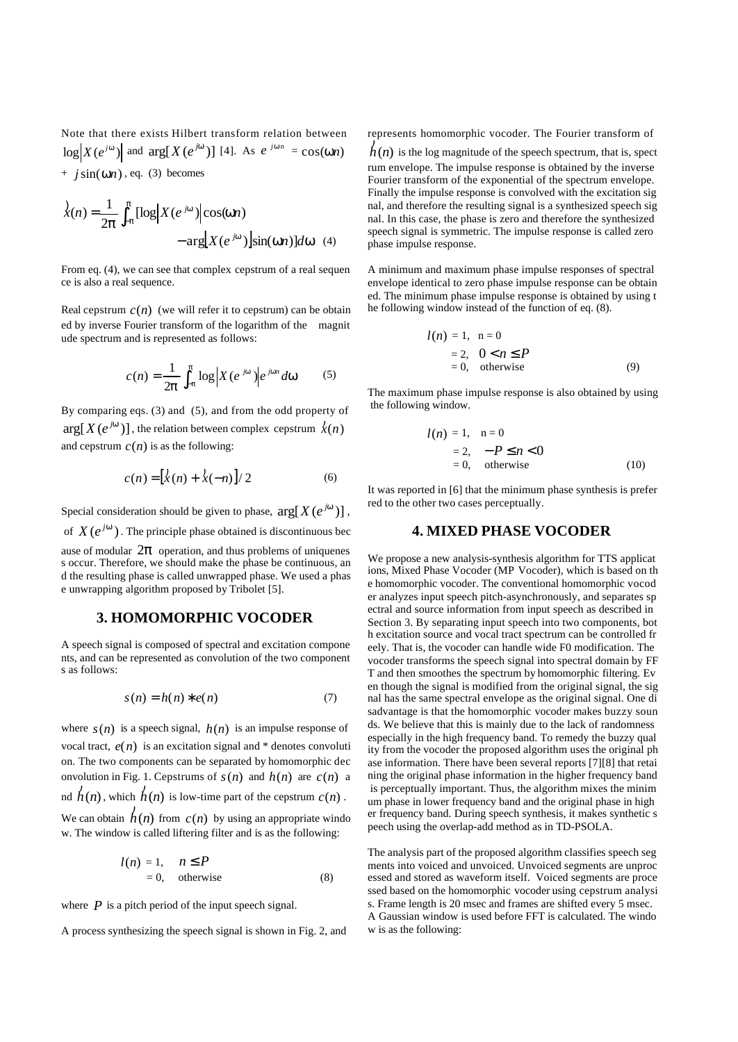Note that there exists Hilbert transform relation between $\log\left|X(e^{j\omega})\right|$ and $\arg[X(e^{j\omega})]$ [4]. As $e^{j\omega n} = \cos(\omega n) + j\sin(\omega n)$, eq. (3) becomes

$$\hat{x}(n) = \frac{1}{2\pi}\int_{-\pi}^{\pi}[\log\left|X(e^{j\omega})\right|\cos(\omega n) - \arg\left[X(e^{j\omega})\right]\sin(\omega n)]d\omega \quad (4)$$

From eq. (4), we can see that complex cepstrum of a real sequence is also a real sequence.

Real cepstrum $c(n)$ (we will refer it to cepstrum) can be obtained by inverse Fourier transform of the logarithm of the magnitude spectrum and is represented as follows:

$$c(n) = \frac{1}{2\pi}\int_{-\pi}^{\pi}\log\left|X(e^{j\omega})\right|e^{j\omega n}d\omega \qquad (5)$$

By comparing eqs. (3) and (5), and from the odd property of $\arg[X(e^{j\omega})]$, the relation between complex cepstrum $\hat{x}(n)$ and cepstrum $c(n)$ is as the following:

$$c(n) = \left[\hat{x}(n) + \hat{x}(-n)\right]/2 \qquad (6)$$

Special consideration should be given to phase, $\arg[X(e^{j\omega})]$, of $X(e^{j\omega})$. The principle phase obtained is discontinuous because of modular $2\pi$ operation, and thus problems of uniquenesss occur. Therefore, we should make the phase be continuous, and the resulting phase is called unwrapped phase. We used a phase unwrapping algorithm proposed by Tribolet [5].

## 3. HOMOMORPHIC VOCODER

A speech signal is composed of spectral and excitation components, and can be represented as convolution of the two components as follows:

$$s(n) = h(n) * e(n) \qquad (7)$$

where $s(n)$ is a speech signal, $h(n)$ is an impulse response of vocal tract, $e(n)$ is an excitation signal and * denotes convolution. The two components can be separated by homomorphic deconvolution in Fig. 1. Cepstrums of $s(n)$ and $h(n)$ are $c(n)$ and $\hat{h}(n)$, which $\hat{h}(n)$ is low-time part of the cepstrum $c(n)$. We can obtain $\hat{h}(n)$ from $c(n)$ by using an appropriate window. The window is called liftering filter and is as the following:

$$l(n) = \begin{cases} 1, & n \le P \\ 0, & \text{otherwise} \end{cases} \qquad (8)$$

where $P$ is a pitch period of the input speech signal.

A process synthesizing the speech signal is shown in Fig. 2, and represents homomorphic vocoder. The Fourier transform of $\hat{h}(n)$ is the log magnitude of the speech spectrum, that is, spectrum envelope. The impulse response is obtained by the inverse Fourier transform of the exponential of the spectrum envelope. Finally the impulse response is convolved with the excitation signal, and therefore the resulting signal is a synthesized speech signal. In this case, the phase is zero and therefore the synthesized speech signal is symmetric. The impulse response is called zero phase impulse response.

A minimum and maximum phase impulse responses of spectral envelope identical to zero phase impulse response can be obtained. The minimum phase impulse response is obtained by using the following window instead of the function of eq. (8).

$$l(n) = \begin{cases} 1, & n = 0 \\ 2, & 0 < n \le P \\ 0, & \text{otherwise} \end{cases} \qquad (9)$$

The maximum phase impulse response is also obtained by using the following window.

$$l(n) = \begin{cases} 1, & n = 0 \\ 2, & -P \le n < 0 \\ 0, & \text{otherwise} \end{cases} \qquad (10)$$

It was reported in [6] that the minimum phase synthesis is preferred to the other two cases perceptually.

## 4. MIXED PHASE VOCODER

We propose a new analysis-synthesis algorithm for TTS applications, Mixed Phase Vocoder (MP Vocoder), which is based on the homomorphic vocoder. The conventional homomorphic vocoder analyzes input speech pitch-asynchronously, and separates spectral and source information from input speech as described in Section 3. By separating input speech into two components, both excitation source and vocal tract spectrum can be controlled freely. That is, the vocoder can handle wide F0 modification. The vocoder transforms the speech signal into spectral domain by FFT and then smoothes the spectrum by homomorphic filtering. Even though the signal is modified from the original signal, the signal has the same spectral envelope as the original signal. One disadvantage is that the homomorphic vocoder makes buzzy sounds. We believe that this is mainly due to the lack of randomness especially in the high frequency band. To remedy the buzzy quality from the vocoder the proposed algorithm uses the original phase information. There have been several reports [7][8] that retaining the original phase information in the higher frequency band is perceptually important. Thus, the algorithm mixes the minimum phase in lower frequency band and the original phase in higher frequency band. During speech synthesis, it makes synthetic speech using the overlap-add method as in TD-PSOLA.

The analysis part of the proposed algorithm classifies speech segments into voiced and unvoiced. Unvoiced segments are unprocessed and stored as waveform itself. Voiced segments are processed based on the homomorphic vocoder using cepstrum analysis. Frame length is 20 msec and frames are shifted every 5 msec. A Gaussian window is used before FFT is calculated. The window is as the following: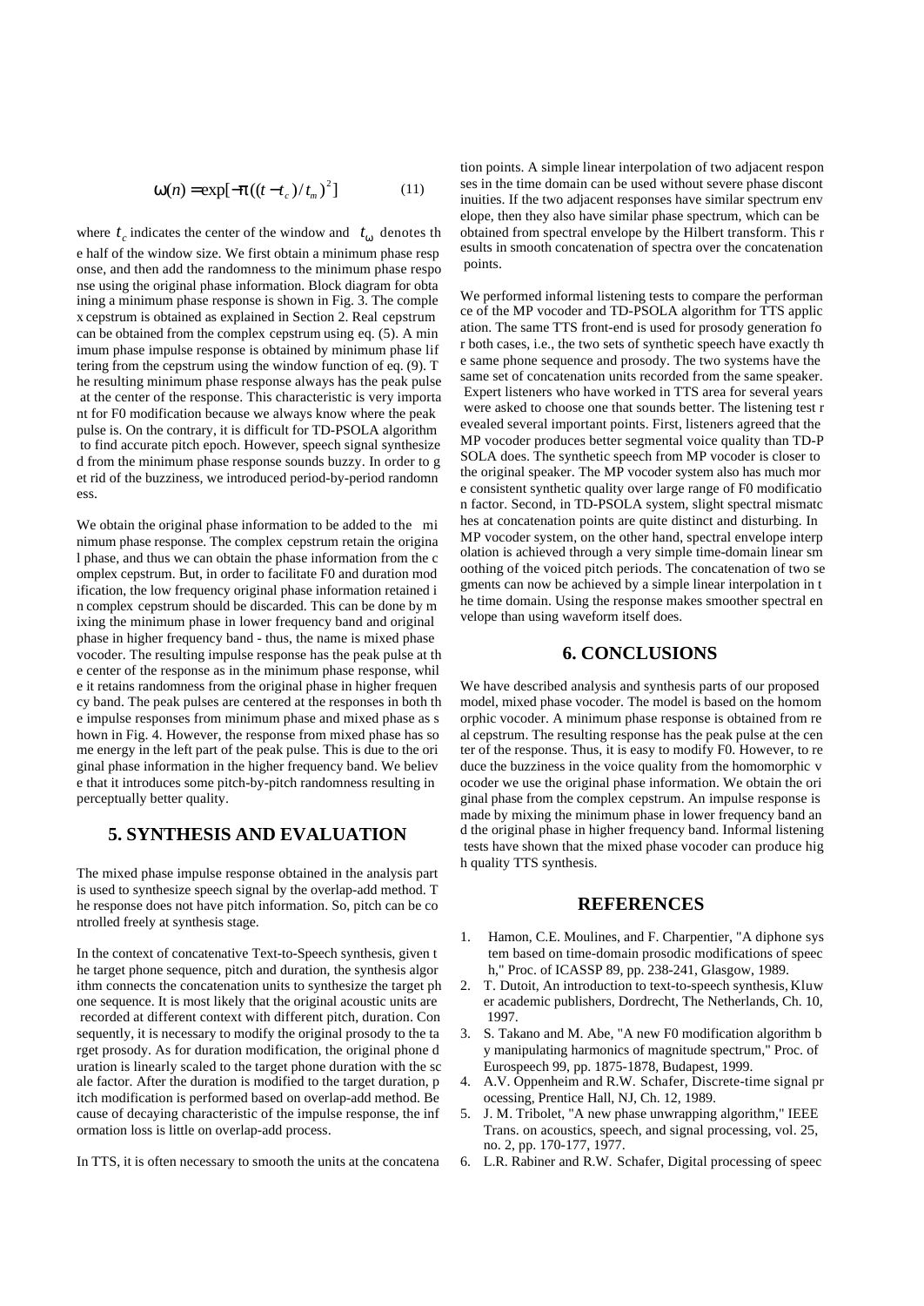$$\omega(n) = \exp[-\pi((t - t_c)/t_m)^2] \qquad (11)$$

where $t_c$ indicates the center of the window and $t_\omega$ denotes the half of the window size. We first obtain a minimum phase response, and then add the randomness to the minimum phase response using the original phase information. Block diagram for obtaining a minimum phase response is shown in Fig. 3. The complex cepstrum is obtained as explained in Section 2. Real cepstrum can be obtained from the complex cepstrum using eq. (5). A minimum phase impulse response is obtained by minimum phase liftering from the cepstrum using the window function of eq. (9). The resulting minimum phase response always has the peak pulse at the center of the response. This characteristic is very important for F0 modification because we always know where the peak pulse is. On the contrary, it is difficult for TD-PSOLA algorithm to find accurate pitch epoch. However, speech signal synthesized from the minimum phase response sounds buzzy. In order to get rid of the buzziness, we introduced period-by-period randomness.

We obtain the original phase information to be added to the minimum phase response. The complex cepstrum retain the original phase, and thus we can obtain the phase information from the complex cepstrum. But, in order to facilitate F0 and duration modification, the low frequency original phase information retained in complex cepstrum should be discarded. This can be done by mixing the minimum phase in lower frequency band and original phase in higher frequency band - thus, the name is mixed phase vocoder. The resulting impulse response has the peak pulse at the center of the response as in the minimum phase response, while it retains randomness from the original phase in higher frequency band. The peak pulses are centered at the responses in both the impulse responses from minimum phase and mixed phase as shown in Fig. 4. However, the response from mixed phase has some energy in the left part of the peak pulse. This is due to the original phase information in the higher frequency band. We believe that it introduces some pitch-by-pitch randomness resulting in perceptually better quality.

## 5. SYNTHESIS AND EVALUATION

The mixed phase impulse response obtained in the analysis part is used to synthesize speech signal by the overlap-add method. The response does not have pitch information. So, pitch can be controlled freely at synthesis stage.

In the context of concatenative Text-to-Speech synthesis, given the target phone sequence, pitch and duration, the synthesis algorithm connects the concatenation units to synthesize the target phone sequence. It is most likely that the original acoustic units are recorded at different context with different pitch, duration. Consequently, it is necessary to modify the original prosody to the target prosody. As for duration modification, the original phone duration is linearly scaled to the target phone duration with the scale factor. After the duration is modified to the target duration, pitch modification is performed based on overlap-add method. Because of decaying characteristic of the impulse response, the information loss is little on overlap-add process.

In TTS, it is often necessary to smooth the units at the concatenation points. A simple linear interpolation of two adjacent responses in the time domain can be used without severe phase discontinuities. If the two adjacent responses have similar spectrum envelope, then they also have similar phase spectrum, which can be obtained from spectral envelope by the Hilbert transform. This results in smooth concatenation of spectra over the concatenation points.

We performed informal listening tests to compare the performance of the MP vocoder and TD-PSOLA algorithm for TTS application. The same TTS front-end is used for prosody generation for both cases, i.e., the two sets of synthetic speech have exactly the same phone sequence and prosody. The two systems have the same set of concatenation units recorded from the same speaker. Expert listeners who have worked in TTS area for several years were asked to choose one that sounds better. The listening test revealed several important points. First, listeners agreed that the MP vocoder produces better segmental voice quality than TD-PSOLA does. The synthetic speech from MP vocoder is closer to the original speaker. The MP vocoder system also has much more consistent synthetic quality over large range of F0 modification factor. Second, in TD-PSOLA system, slight spectral mismatches at concatenation points are quite distinct and disturbing. In MP vocoder system, on the other hand, spectral envelope interpolation is achieved through a very simple time-domain linear smoothing of the voiced pitch periods. The concatenation of two segments can now be achieved by a simple linear interpolation in the time domain. Using the response makes smoother spectral envelope than using waveform itself does.

## 6. CONCLUSIONS

We have described analysis and synthesis parts of our proposed model, mixed phase vocoder. The model is based on the homomorphic vocoder. A minimum phase response is obtained from real cepstrum. The resulting response has the peak pulse at the center of the response. Thus, it is easy to modify F0. However, to reduce the buzziness in the voice quality from the homomorphic vocoder we use the original phase information. We obtain the original phase from the complex cepstrum. An impulse response is made by mixing the minimum phase in lower frequency band and the original phase in higher frequency band. Informal listening tests have shown that the mixed phase vocoder can produce high quality TTS synthesis.

## REFERENCES

1. Hamon, C.E. Moulines, and F. Charpentier, "A diphone system based on time-domain prosodic modifications of speech," Proc. of ICASSP 89, pp. 238-241, Glasgow, 1989.
2. T. Dutoit, An introduction to text-to-speech synthesis, Kluwer academic publishers, Dordrecht, The Netherlands, Ch. 10, 1997.
3. S. Takano and M. Abe, "A new F0 modification algorithm by manipulating harmonics of magnitude spectrum," Proc. of Eurospeech 99, pp. 1875-1878, Budapest, 1999.
4. A.V. Oppenheim and R.W. Schafer, Discrete-time signal processing, Prentice Hall, NJ, Ch. 12, 1989.
5. J. M. Tribolet, "A new phase unwrapping algorithm," IEEE Trans. on acoustics, speech, and signal processing, vol. 25, no. 2, pp. 170-177, 1977.
6. L.R. Rabiner and R.W. Schafer, Digital processing of speec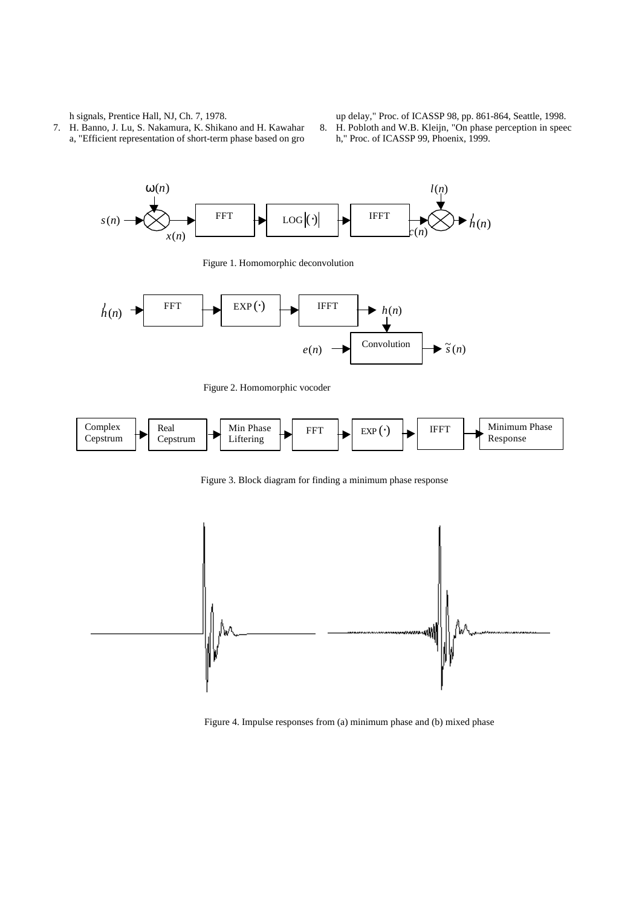h signals, Prentice Hall, NJ, Ch. 7, 1978.

7. H. Banno, J. Lu, S. Nakamura, K. Shikano and H. Kawahara, "Efficient representation of short-term phase based on group delay," Proc. of ICASSP 98, pp. 861-864, Seattle, 1998.
8. H. Pobloth and W.B. Kleijn, "On phase perception in speech," Proc. of ICASSP 99, Phoenix, 1999.

$\omega(n)$

$l(n)$

$s(n)$

FFT

LOG$|(\cdot)|$

IFFT

$\hat{h}(n)$

$x(n)$

$c(n)$

Figure 1. Homomorphic deconvolution

$\hat{h}(n)$

FFT

EXP$(\cdot)$

IFFT

$h(n)$

$e(n)$

Convolution

$\tilde{s}(n)$

Figure 2. Homomorphic vocoder

Complex Cepstrum

Real Cepstrum

Min Phase Liftering

FFT

EXP$(\cdot)$

IFFT

Minimum Phase Response

Figure 3. Block diagram for finding a minimum phase response

Figure 4. Impulse responses from (a) minimum phase and (b) mixed phase